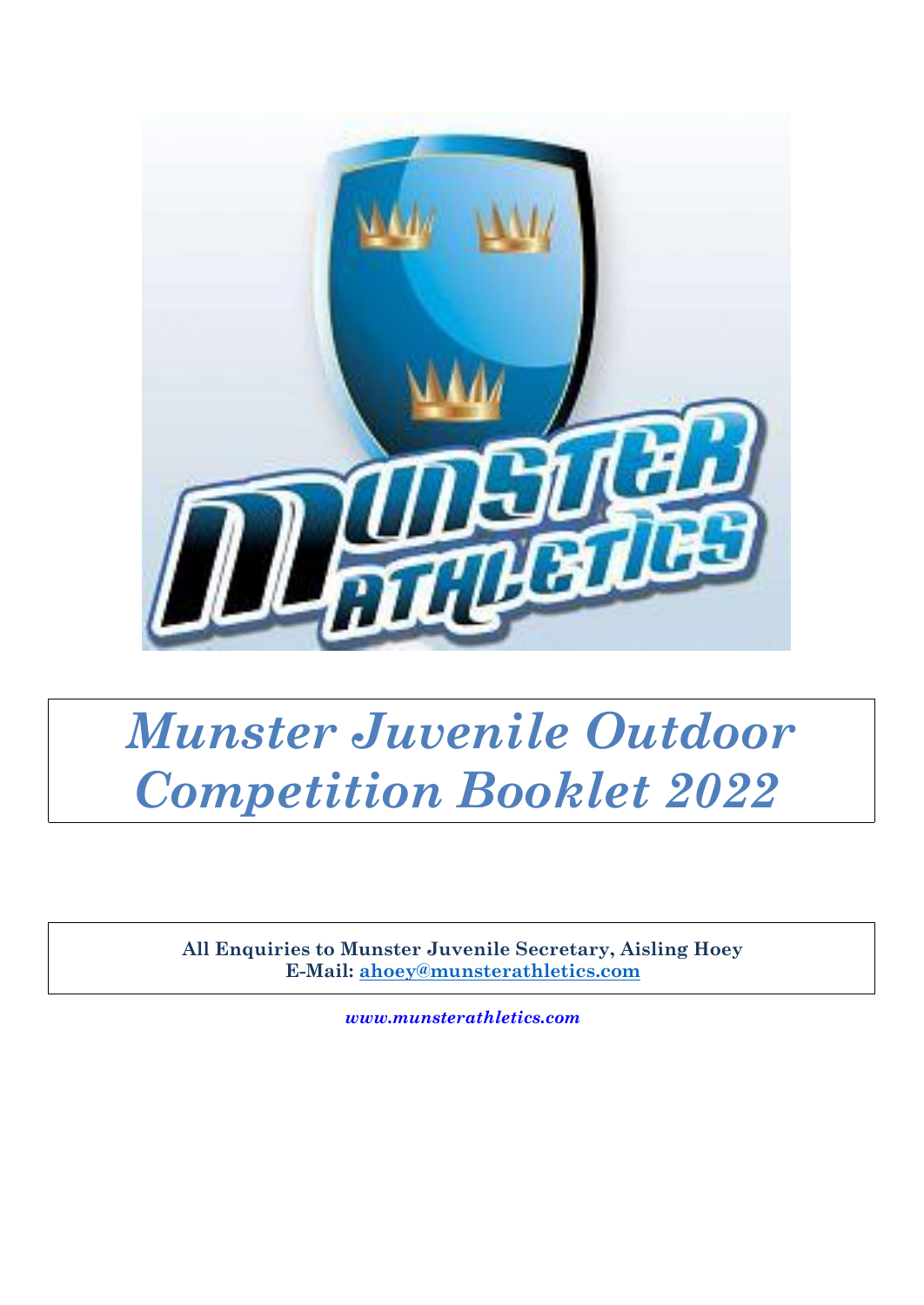# *Munster Juvenile Outdoor Competition Booklet 2022*

**All Enquiries to Munster Juvenile Secretary, Aisling Hoey**
**E-Mail: ahoey@munsterathletics.com**

***www.munsterathletics.com***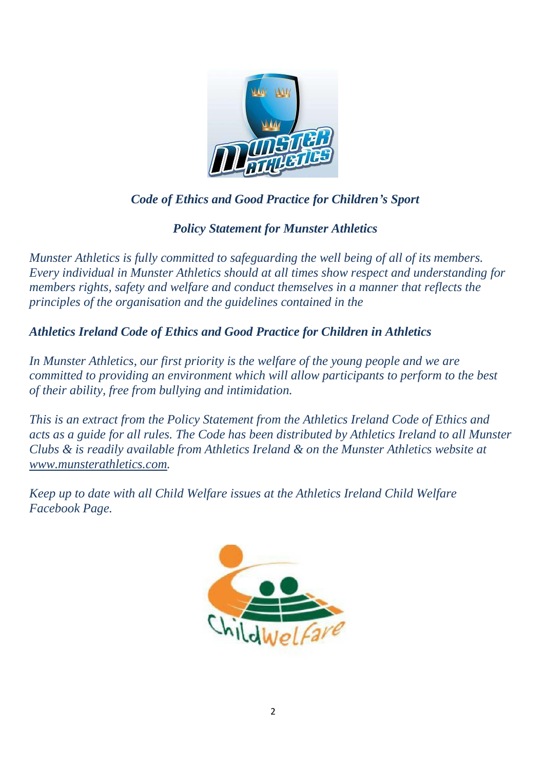## *Code of Ethics and Good Practice for Children's Sport*

### *Policy Statement for Munster Athletics*

*Munster Athletics is fully committed to safeguarding the well being of all of its members. Every individual in Munster Athletics should at all times show respect and understanding for members rights, safety and welfare and conduct themselves in a manner that reflects the principles of the organisation and the guidelines contained in the*

***Athletics Ireland Code of Ethics and Good Practice for Children in Athletics***

*In Munster Athletics, our first priority is the welfare of the young people and we are committed to providing an environment which will allow participants to perform to the best of their ability, free from bullying and intimidation.*

*This is an extract from the Policy Statement from the Athletics Ireland Code of Ethics and acts as a guide for all rules. The Code has been distributed by Athletics Ireland to all Munster Clubs & is readily available from Athletics Ireland & on the Munster Athletics website at www.munsterathletics.com.*

*Keep up to date with all Child Welfare issues at the Athletics Ireland Child Welfare Facebook Page.*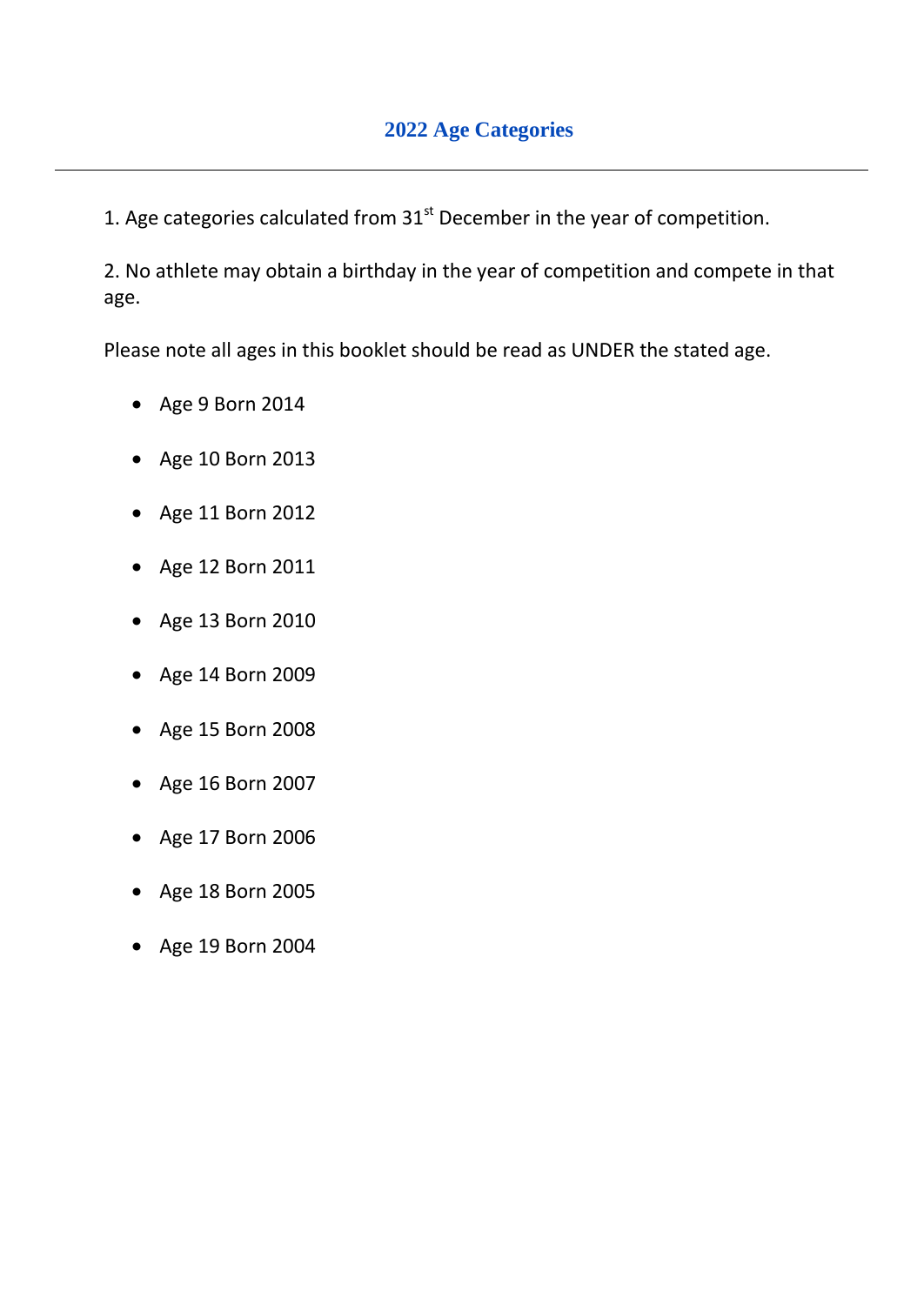## 2022 Age Categories

---

1. Age categories calculated from 31st December in the year of competition.

2. No athlete may obtain a birthday in the year of competition and compete in that age.

Please note all ages in this booklet should be read as UNDER the stated age.

- Age 9 Born 2014
- Age 10 Born 2013
- Age 11 Born 2012
- Age 12 Born 2011
- Age 13 Born 2010
- Age 14 Born 2009
- Age 15 Born 2008
- Age 16 Born 2007
- Age 17 Born 2006
- Age 18 Born 2005
- Age 19 Born 2004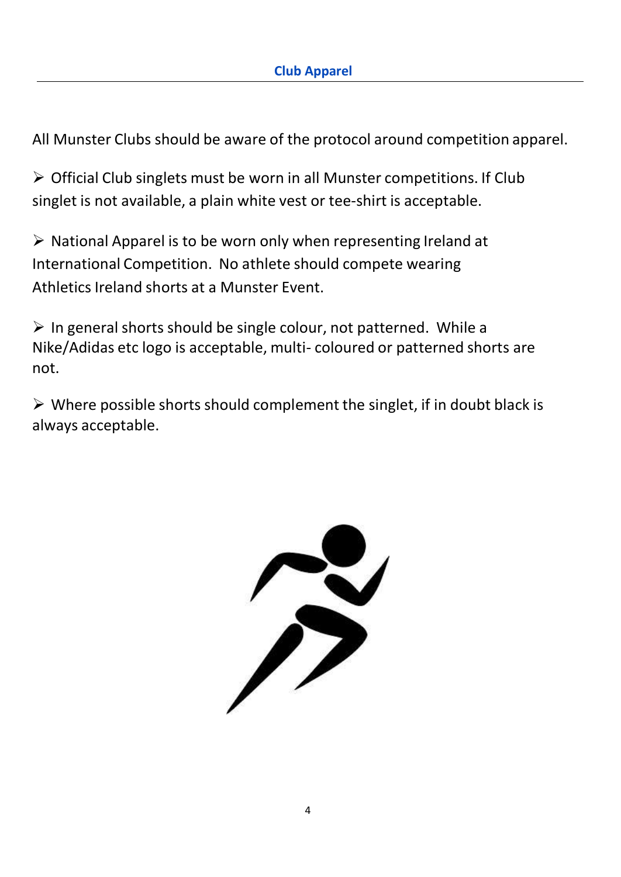## Club Apparel

All Munster Clubs should be aware of the protocol around competition apparel.

- Official Club singlets must be worn in all Munster competitions. If Club singlet is not available, a plain white vest or tee-shirt is acceptable.
- National Apparel is to be worn only when representing Ireland at International Competition. No athlete should compete wearing Athletics Ireland shorts at a Munster Event.
- In general shorts should be single colour, not patterned. While a Nike/Adidas etc logo is acceptable, multi- coloured or patterned shorts are not.
- Where possible shorts should complement the singlet, if in doubt black is always acceptable.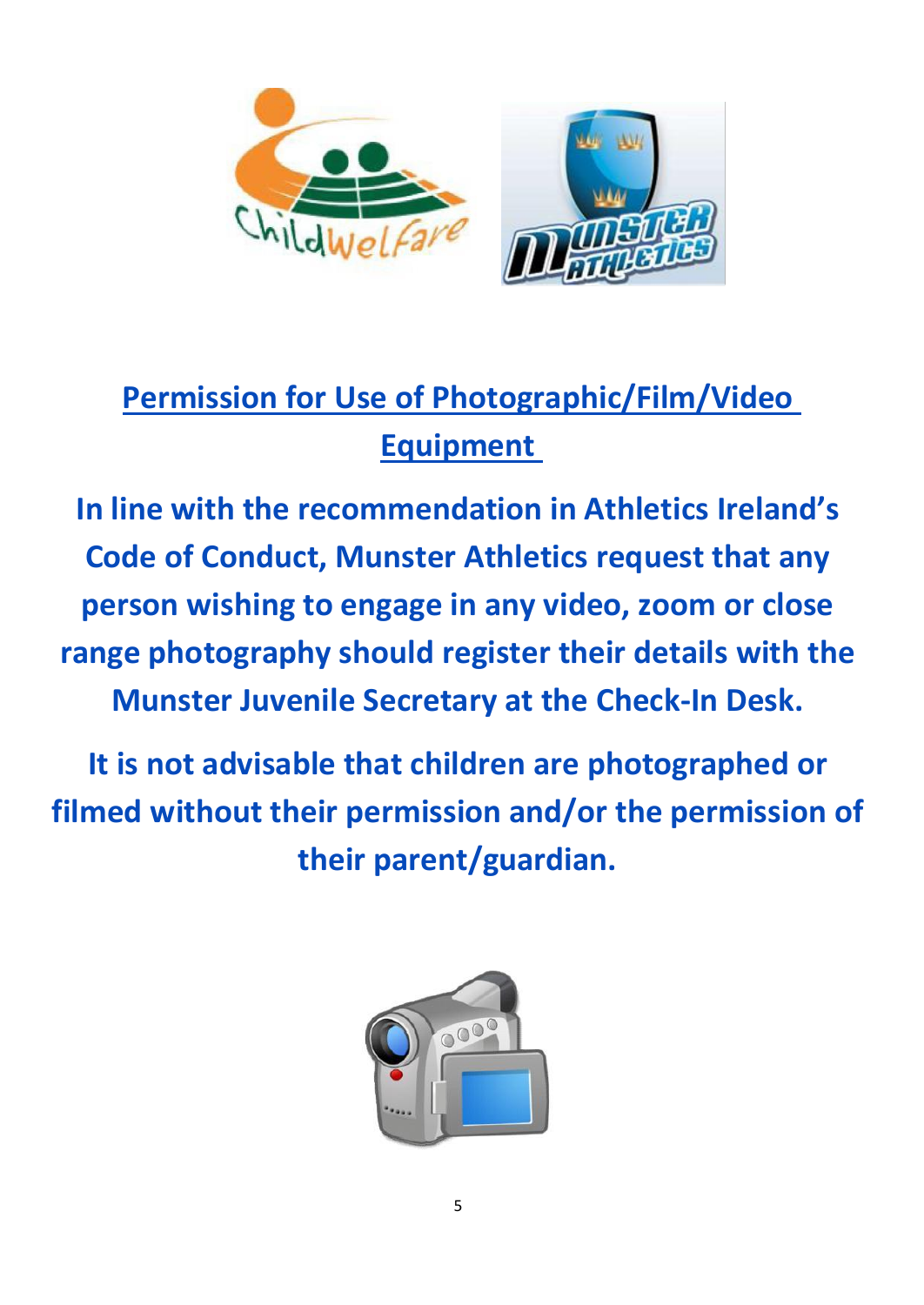# Permission for Use of Photographic/Film/Video Equipment

**In line with the recommendation in Athletics Ireland's Code of Conduct, Munster Athletics request that any person wishing to engage in any video, zoom or close range photography should register their details with the Munster Juvenile Secretary at the Check-In Desk.**

**It is not advisable that children are photographed or filmed without their permission and/or the permission of their parent/guardian.**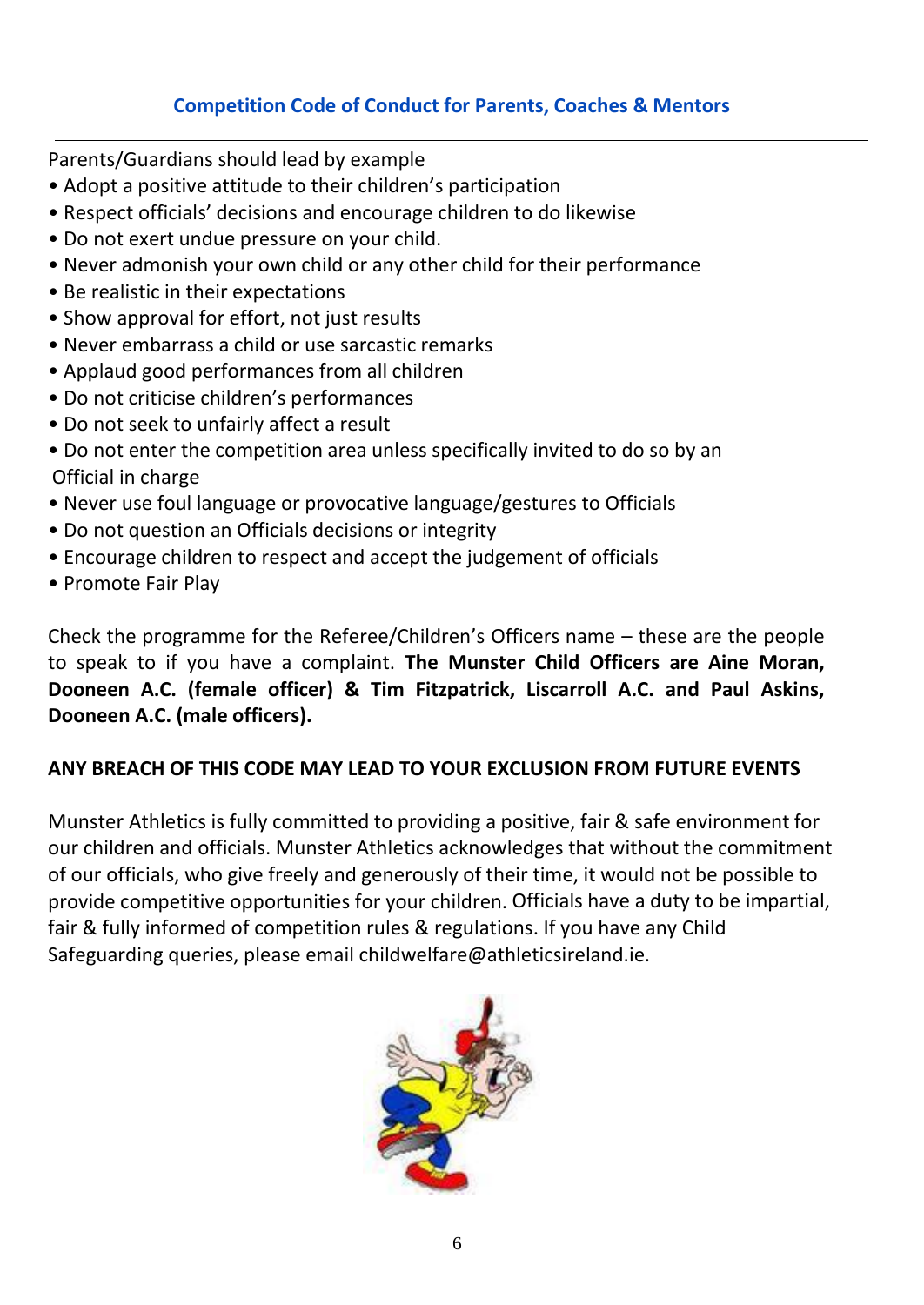## Competition Code of Conduct for Parents, Coaches & Mentors

Parents/Guardians should lead by example

- Adopt a positive attitude to their children's participation
- Respect officials' decisions and encourage children to do likewise
- Do not exert undue pressure on your child.
- Never admonish your own child or any other child for their performance
- Be realistic in their expectations
- Show approval for effort, not just results
- Never embarrass a child or use sarcastic remarks
- Applaud good performances from all children
- Do not criticise children's performances
- Do not seek to unfairly affect a result
- Do not enter the competition area unless specifically invited to do so by an Official in charge
- Never use foul language or provocative language/gestures to Officials
- Do not question an Officials decisions or integrity
- Encourage children to respect and accept the judgement of officials
- Promote Fair Play

Check the programme for the Referee/Children's Officers name – these are the people to speak to if you have a complaint. **The Munster Child Officers are Aine Moran, Dooneen A.C. (female officer) & Tim Fitzpatrick, Liscarroll A.C. and Paul Askins, Dooneen A.C. (male officers).**

**ANY BREACH OF THIS CODE MAY LEAD TO YOUR EXCLUSION FROM FUTURE EVENTS**

Munster Athletics is fully committed to providing a positive, fair & safe environment for our children and officials. Munster Athletics acknowledges that without the commitment of our officials, who give freely and generously of their time, it would not be possible to provide competitive opportunities for your children. Officials have a duty to be impartial, fair & fully informed of competition rules & regulations. If you have any Child Safeguarding queries, please email childwelfare@athleticsireland.ie.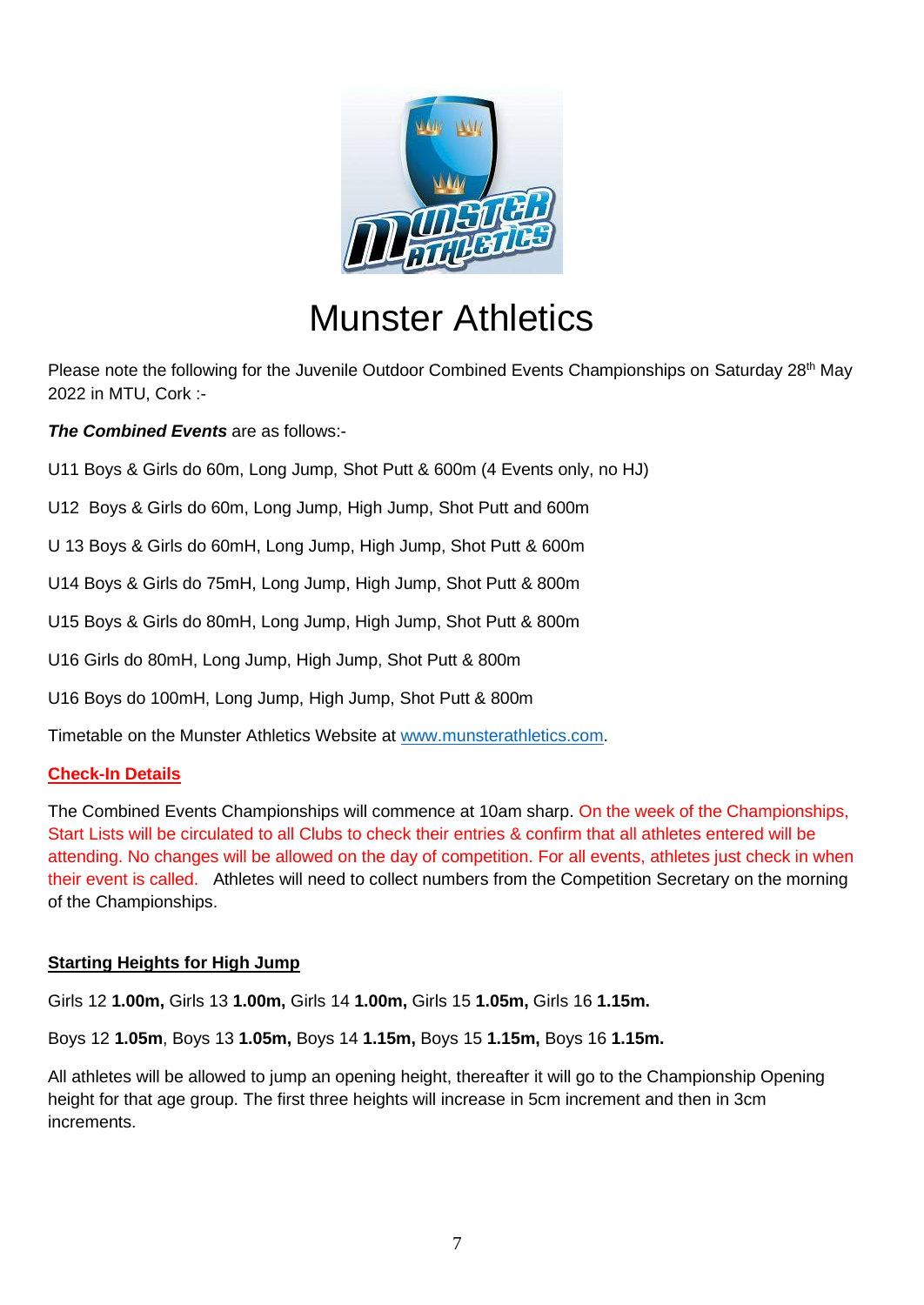# Munster Athletics

Please note the following for the Juvenile Outdoor Combined Events Championships on Saturday 28th May 2022 in MTU, Cork :-

***The Combined Events*** are as follows:-

U11 Boys & Girls do 60m, Long Jump, Shot Putt & 600m (4 Events only, no HJ)

U12 Boys & Girls do 60m, Long Jump, High Jump, Shot Putt and 600m

U 13 Boys & Girls do 60mH, Long Jump, High Jump, Shot Putt & 600m

U14 Boys & Girls do 75mH, Long Jump, High Jump, Shot Putt & 800m

U15 Boys & Girls do 80mH, Long Jump, High Jump, Shot Putt & 800m

U16 Girls do 80mH, Long Jump, High Jump, Shot Putt & 800m

U16 Boys do 100mH, Long Jump, High Jump, Shot Putt & 800m

Timetable on the Munster Athletics Website at www.munsterathletics.com.

**Check-In Details**

The Combined Events Championships will commence at 10am sharp. On the week of the Championships, Start Lists will be circulated to all Clubs to check their entries & confirm that all athletes entered will be attending. No changes will be allowed on the day of competition. For all events, athletes just check in when their event is called. Athletes will need to collect numbers from the Competition Secretary on the morning of the Championships.

**Starting Heights for High Jump**

Girls 12 **1.00m,** Girls 13 **1.00m,** Girls 14 **1.00m,** Girls 15 **1.05m,** Girls 16 **1.15m.**

Boys 12 **1.05m**, Boys 13 **1.05m,** Boys 14 **1.15m,** Boys 15 **1.15m,** Boys 16 **1.15m.**

All athletes will be allowed to jump an opening height, thereafter it will go to the Championship Opening height for that age group. The first three heights will increase in 5cm increment and then in 3cm increments.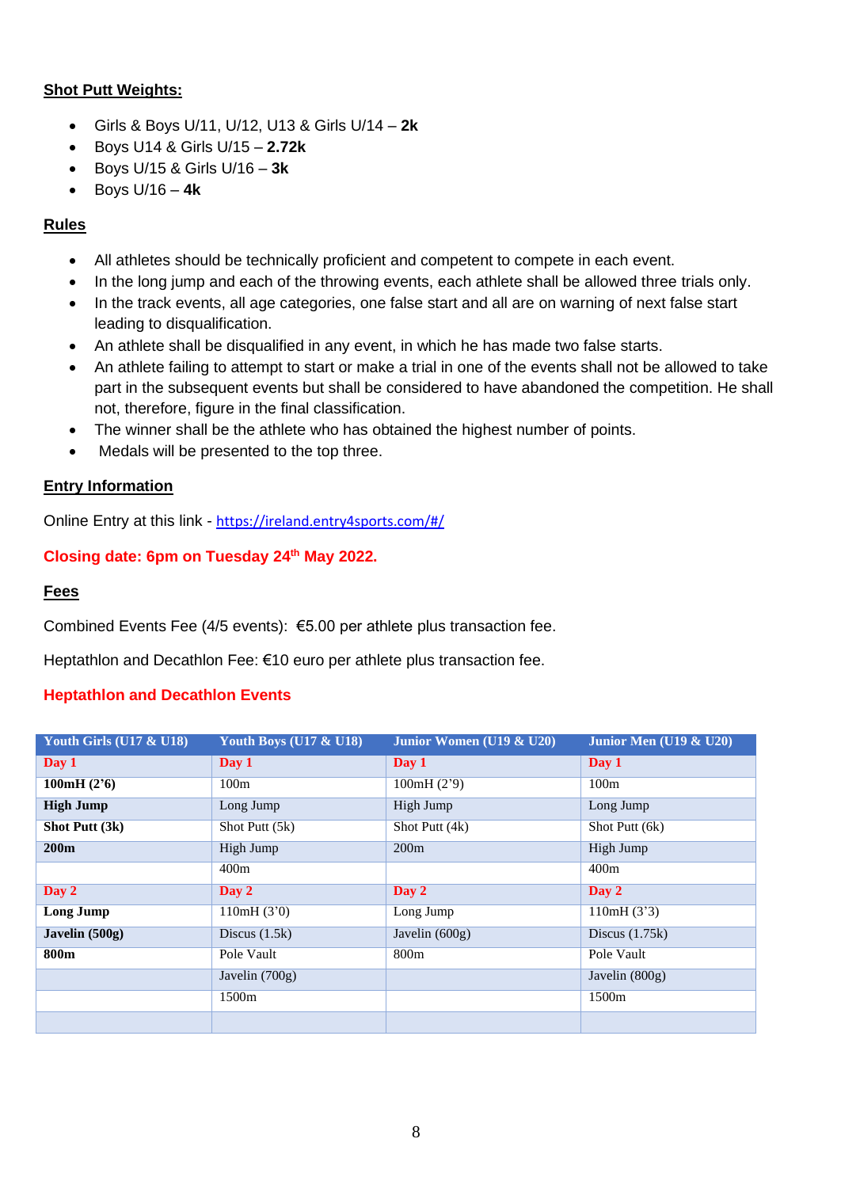**Shot Putt Weights:**

- Girls & Boys U/11, U/12, U13 & Girls U/14 – **2k**
- Boys U14 & Girls U/15 – **2.72k**
- Boys U/15 & Girls U/16 – **3k**
- Boys U/16 – **4k**

**Rules**

- All athletes should be technically proficient and competent to compete in each event.
- In the long jump and each of the throwing events, each athlete shall be allowed three trials only.
- In the track events, all age categories, one false start and all are on warning of next false start leading to disqualification.
- An athlete shall be disqualified in any event, in which he has made two false starts.
- An athlete failing to attempt to start or make a trial in one of the events shall not be allowed to take part in the subsequent events but shall be considered to have abandoned the competition. He shall not, therefore, figure in the final classification.
- The winner shall be the athlete who has obtained the highest number of points.
- Medals will be presented to the top three.

**Entry Information**

Online Entry at this link - https://ireland.entry4sports.com/#/

**Closing date: 6pm on Tuesday 24th May 2022.**

**Fees**

Combined Events Fee (4/5 events): €5.00 per athlete plus transaction fee.

Heptathlon and Decathlon Fee: €10 euro per athlete plus transaction fee.

**Heptathlon and Decathlon Events**

| Youth Girls (U17 & U18) | Youth Boys (U17 & U18) | Junior Women (U19 & U20) | Junior Men (U19 & U20) |
|---|---|---|---|
| **Day 1** | **Day 1** | **Day 1** | **Day 1** |
| **100mH (2'6)** | 100m | 100mH (2'9) | 100m |
| **High Jump** | Long Jump | High Jump | Long Jump |
| **Shot Putt (3k)** | Shot Putt (5k) | Shot Putt (4k) | Shot Putt (6k) |
| **200m** | High Jump | 200m | High Jump |
| | 400m | | 400m |
| **Day 2** | **Day 2** | **Day 2** | **Day 2** |
| **Long Jump** | 110mH (3'0) | Long Jump | 110mH (3'3) |
| **Javelin (500g)** | Discus (1.5k) | Javelin (600g) | Discus (1.75k) |
| **800m** | Pole Vault | 800m | Pole Vault |
| | Javelin (700g) | | Javelin (800g) |
| | 1500m | | 1500m |
| | | | |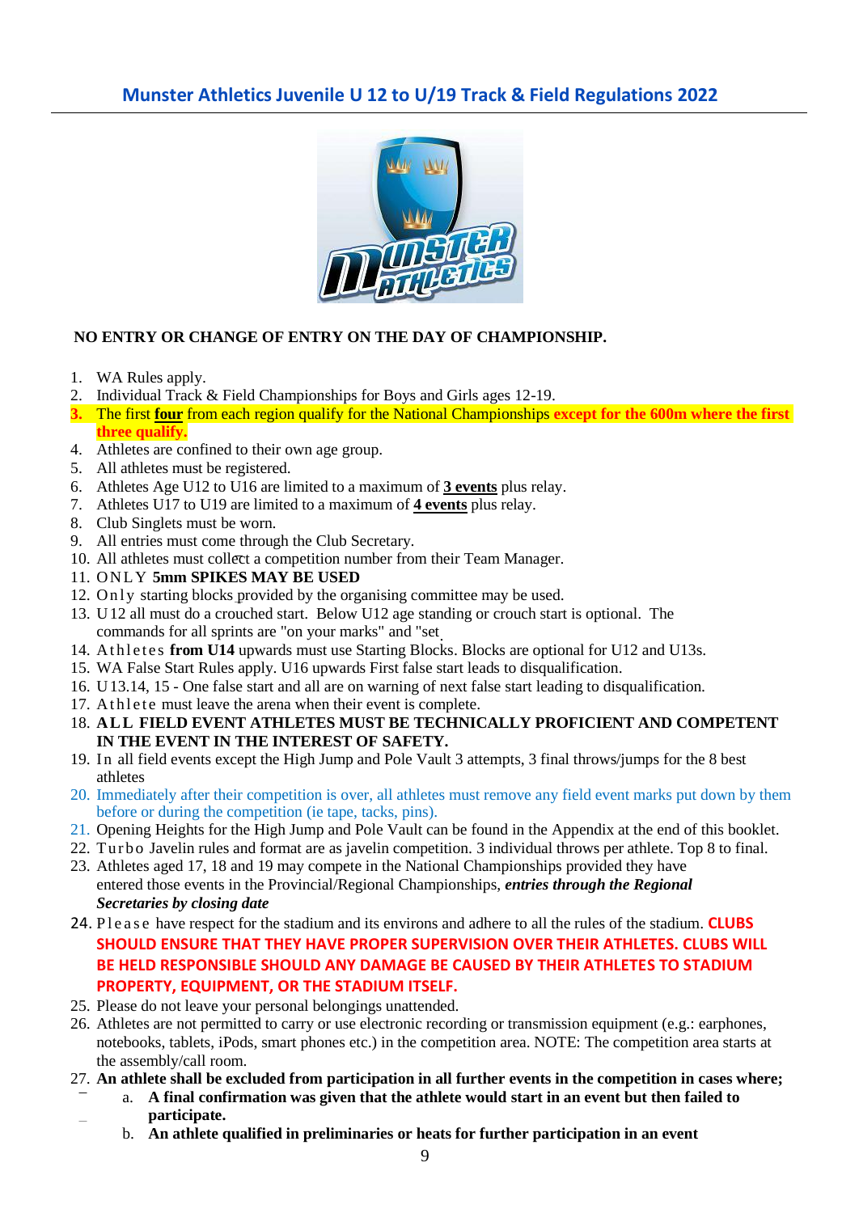# Munster Athletics Juvenile U 12 to U/19 Track & Field Regulations 2022

**NO ENTRY OR CHANGE OF ENTRY ON THE DAY OF CHAMPIONSHIP.**

1. WA Rules apply.
2. Individual Track & Field Championships for Boys and Girls ages 12-19.
3. The first **four** from each region qualify for the National Championships **except for the 600m where the first three qualify.**
4. Athletes are confined to their own age group.
5. All athletes must be registered.
6. Athletes Age U12 to U16 are limited to a maximum of **3 events** plus relay.
7. Athletes U17 to U19 are limited to a maximum of **4 events** plus relay.
8. Club Singlets must be worn.
9. All entries must come through the Club Secretary.
10. All athletes must collect a competition number from their Team Manager.
11. ONLY **5mm SPIKES MAY BE USED**
12. Only starting blocks provided by the organising committee may be used.
13. U12 all must do a crouched start. Below U12 age standing or crouch start is optional. The commands for all sprints are "on your marks" and "set.
14. Athletes **from U14** upwards must use Starting Blocks. Blocks are optional for U12 and U13s.
15. WA False Start Rules apply. U16 upwards First false start leads to disqualification.
16. U13.14, 15 - One false start and all are on warning of next false start leading to disqualification.
17. Athlete must leave the arena when their event is complete.
18. **ALL FIELD EVENT ATHLETES MUST BE TECHNICALLY PROFICIENT AND COMPETENT IN THE EVENT IN THE INTEREST OF SAFETY.**
19. In all field events except the High Jump and Pole Vault 3 attempts, 3 final throws/jumps for the 8 best athletes
20. Immediately after their competition is over, all athletes must remove any field event marks put down by them before or during the competition (ie tape, tacks, pins).
21. Opening Heights for the High Jump and Pole Vault can be found in the Appendix at the end of this booklet.
22. Turbo Javelin rules and format are as javelin competition. 3 individual throws per athlete. Top 8 to final.
23. Athletes aged 17, 18 and 19 may compete in the National Championships provided they have entered those events in the Provincial/Regional Championships, ***entries through the Regional Secretaries by closing date***
24. Please have respect for the stadium and its environs and adhere to all the rules of the stadium. **CLUBS SHOULD ENSURE THAT THEY HAVE PROPER SUPERVISION OVER THEIR ATHLETES. CLUBS WILL BE HELD RESPONSIBLE SHOULD ANY DAMAGE BE CAUSED BY THEIR ATHLETES TO STADIUM PROPERTY, EQUIPMENT, OR THE STADIUM ITSELF.**
25. Please do not leave your personal belongings unattended.
26. Athletes are not permitted to carry or use electronic recording or transmission equipment (e.g.: earphones, notebooks, tablets, iPods, smart phones etc.) in the competition area. NOTE: The competition area starts at the assembly/call room.
27. **An athlete shall be excluded from participation in all further events in the competition in cases where;**
    a. **A final confirmation was given that the athlete would start in an event but then failed to participate.**
    b. **An athlete qualified in preliminaries or heats for further participation in an event**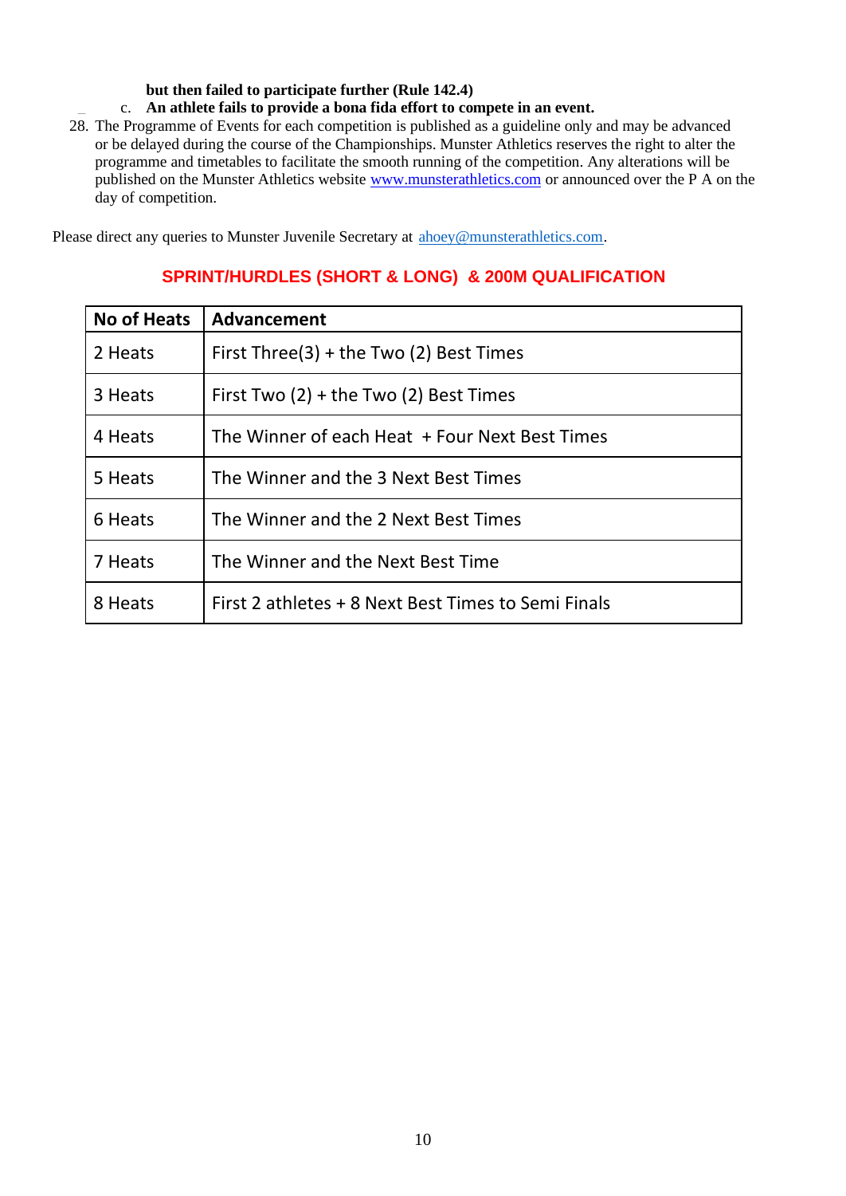**but then failed to participate further (Rule 142.4)**

c. **An athlete fails to provide a bona fida effort to compete in an event.**

28. The Programme of Events for each competition is published as a guideline only and may be advanced or be delayed during the course of the Championships. Munster Athletics reserves the right to alter the programme and timetables to facilitate the smooth running of the competition. Any alterations will be published on the Munster Athletics website www.munsterathletics.com or announced over the P A on the day of competition.

Please direct any queries to Munster Juvenile Secretary at ahoey@munsterathletics.com.

## SPRINT/HURDLES (SHORT & LONG) & 200M QUALIFICATION

| No of Heats | Advancement |
|---|---|
| 2 Heats | First Three(3) + the Two (2) Best Times |
| 3 Heats | First Two (2) + the Two (2) Best Times |
| 4 Heats | The Winner of each Heat + Four Next Best Times |
| 5 Heats | The Winner and the 3 Next Best Times |
| 6 Heats | The Winner and the 2 Next Best Times |
| 7 Heats | The Winner and the Next Best Time |
| 8 Heats | First 2 athletes + 8 Next Best Times to Semi Finals |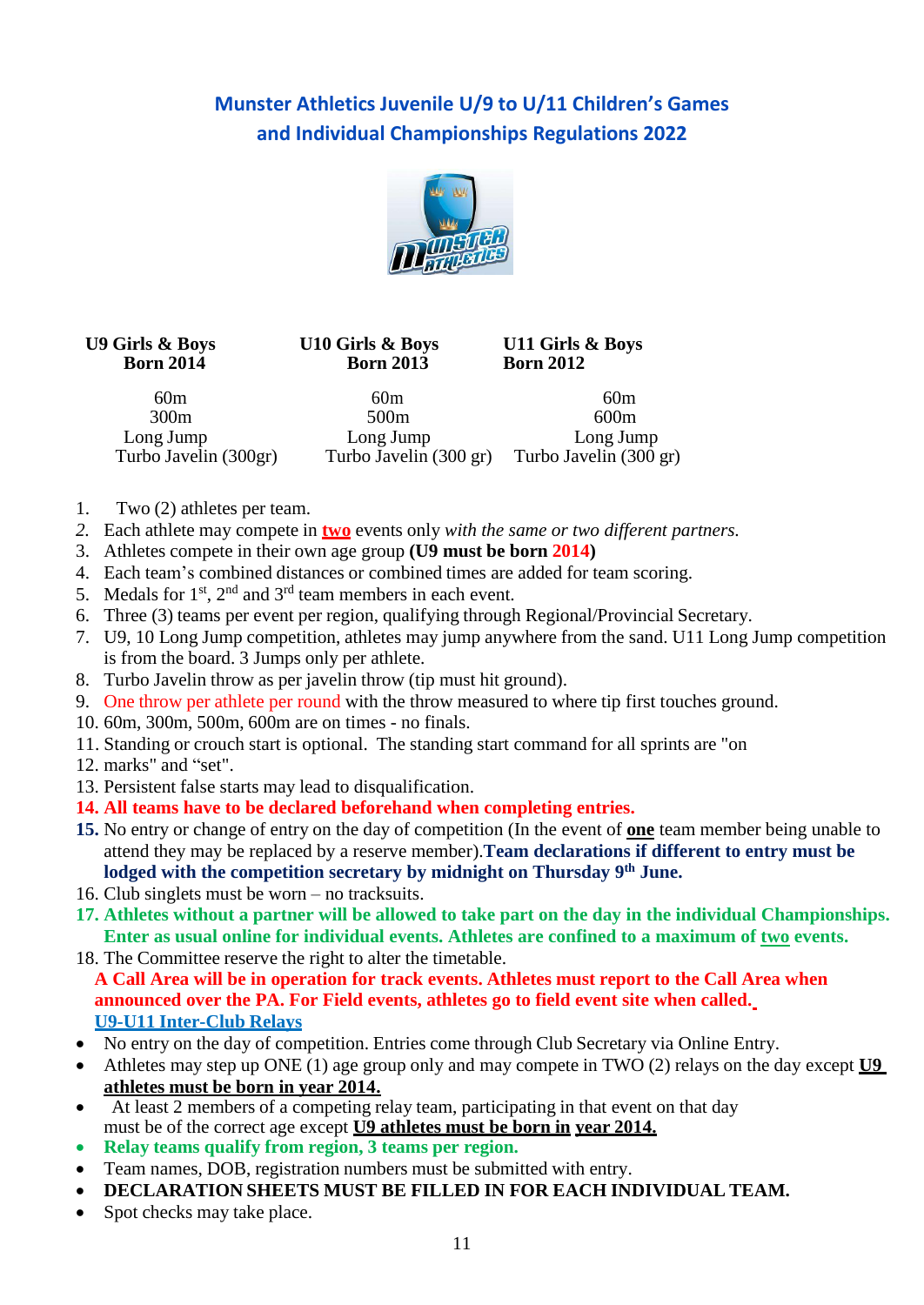## Munster Athletics Juvenile U/9 to U/11 Children's Games and Individual Championships Regulations 2022

| U9 Girls & Boys Born 2014 | U10 Girls & Boys Born 2013 | U11 Girls & Boys Born 2012 |
|---|---|---|
| 60m | 60m | 60m |
| 300m | 500m | 600m |
| Long Jump | Long Jump | Long Jump |
| Turbo Javelin (300gr) | Turbo Javelin (300 gr) | Turbo Javelin (300 gr) |

1. Two (2) athletes per team.
2. *Each athlete may compete in* **two** *events only with the same or two different partners.*
3. Athletes compete in their own age group **(U9 must be born 2014)**
4. Each team's combined distances or combined times are added for team scoring.
5. Medals for 1st, 2nd and 3rd team members in each event.
6. Three (3) teams per event per region, qualifying through Regional/Provincial Secretary.
7. U9, 10 Long Jump competition, athletes may jump anywhere from the sand. U11 Long Jump competition is from the board. 3 Jumps only per athlete.
8. Turbo Javelin throw as per javelin throw (tip must hit ground).
9. One throw per athlete per round with the throw measured to where tip first touches ground.
10. 60m, 300m, 500m, 600m are on times - no finals.
11. Standing or crouch start is optional. The standing start command for all sprints are "on
12. marks" and "set".
13. Persistent false starts may lead to disqualification.
14. **All teams have to be declared beforehand when completing entries.**
15. No entry or change of entry on the day of competition (In the event of **one** team member being unable to attend they may be replaced by a reserve member).**Team declarations if different to entry must be lodged with the competition secretary by midnight on Thursday 9th June.**
16. Club singlets must be worn – no tracksuits.
17. **Athletes without a partner will be allowed to take part on the day in the individual Championships. Enter as usual online for individual events. Athletes are confined to a maximum of two events.**
18. The Committee reserve the right to alter the timetable.

**A Call Area will be in operation for track events. Athletes must report to the Call Area when announced over the PA. For Field events, athletes go to field event site when called.**

**U9-U11 Inter-Club Relays**

- No entry on the day of competition. Entries come through Club Secretary via Online Entry.
- Athletes may step up ONE (1) age group only and may compete in TWO (2) relays on the day except **U9 athletes must be born in year 2014.**
- At least 2 members of a competing relay team, participating in that event on that day must be of the correct age except **U9 athletes must be born in year 2014.**
- **Relay teams qualify from region, 3 teams per region.**
- Team names, DOB, registration numbers must be submitted with entry.
- **DECLARATION SHEETS MUST BE FILLED IN FOR EACH INDIVIDUAL TEAM.**
- Spot checks may take place.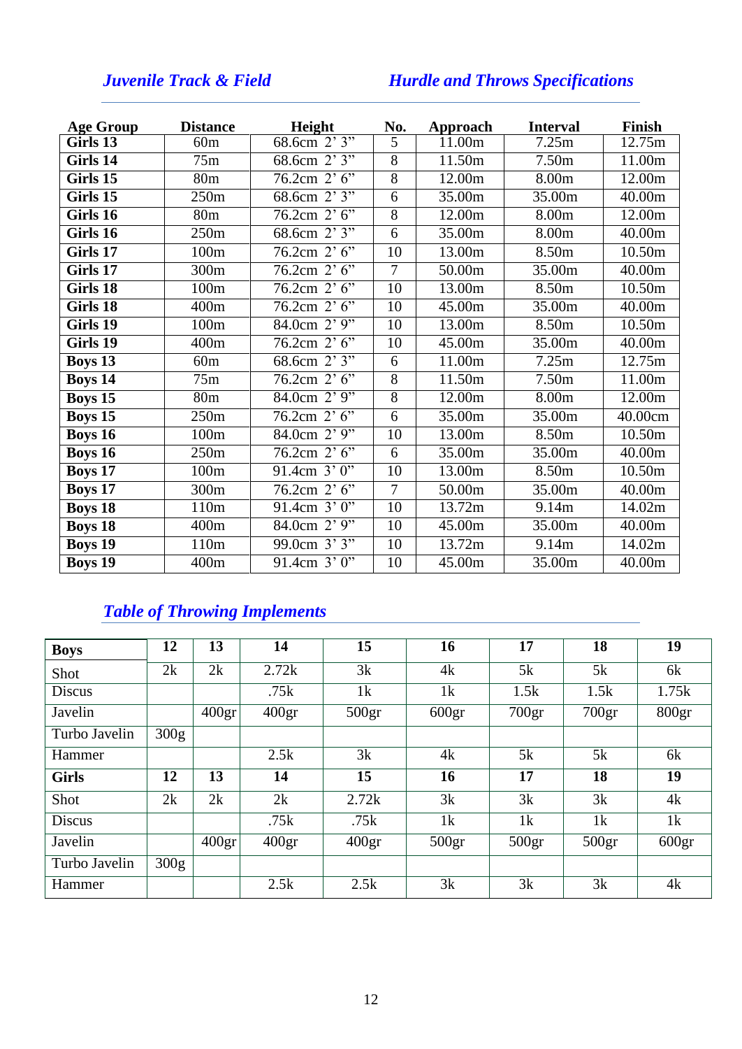## *Juvenile Track & Field* — *Hurdle and Throws Specifications*

| Age Group | Distance | Height | No. | Approach | Interval | Finish |
|---|---|---|---|---|---|---|
| **Girls 13** | 60m | 68.6cm 2' 3" | 5 | 11.00m | 7.25m | 12.75m |
| **Girls 14** | 75m | 68.6cm 2' 3" | 8 | 11.50m | 7.50m | 11.00m |
| **Girls 15** | 80m | 76.2cm 2' 6" | 8 | 12.00m | 8.00m | 12.00m |
| **Girls 15** | 250m | 68.6cm 2' 3" | 6 | 35.00m | 35.00m | 40.00m |
| **Girls 16** | 80m | 76.2cm 2' 6" | 8 | 12.00m | 8.00m | 12.00m |
| **Girls 16** | 250m | 68.6cm 2' 3" | 6 | 35.00m | 8.00m | 40.00m |
| **Girls 17** | 100m | 76.2cm 2' 6" | 10 | 13.00m | 8.50m | 10.50m |
| **Girls 17** | 300m | 76.2cm 2' 6" | 7 | 50.00m | 35.00m | 40.00m |
| **Girls 18** | 100m | 76.2cm 2' 6" | 10 | 13.00m | 8.50m | 10.50m |
| **Girls 18** | 400m | 76.2cm 2' 6" | 10 | 45.00m | 35.00m | 40.00m |
| **Girls 19** | 100m | 84.0cm 2' 9" | 10 | 13.00m | 8.50m | 10.50m |
| **Girls 19** | 400m | 76.2cm 2' 6" | 10 | 45.00m | 35.00m | 40.00m |
| **Boys 13** | 60m | 68.6cm 2' 3" | 6 | 11.00m | 7.25m | 12.75m |
| **Boys 14** | 75m | 76.2cm 2' 6" | 8 | 11.50m | 7.50m | 11.00m |
| **Boys 15** | 80m | 84.0cm 2' 9" | 8 | 12.00m | 8.00m | 12.00m |
| **Boys 15** | 250m | 76.2cm 2' 6" | 6 | 35.00m | 35.00m | 40.00cm |
| **Boys 16** | 100m | 84.0cm 2' 9" | 10 | 13.00m | 8.50m | 10.50m |
| **Boys 16** | 250m | 76.2cm 2' 6" | 6 | 35.00m | 35.00m | 40.00m |
| **Boys 17** | 100m | 91.4cm 3' 0" | 10 | 13.00m | 8.50m | 10.50m |
| **Boys 17** | 300m | 76.2cm 2' 6" | 7 | 50.00m | 35.00m | 40.00m |
| **Boys 18** | 110m | 91.4cm 3' 0" | 10 | 13.72m | 9.14m | 14.02m |
| **Boys 18** | 400m | 84.0cm 2' 9" | 10 | 45.00m | 35.00m | 40.00m |
| **Boys 19** | 110m | 99.0cm 3' 3" | 10 | 13.72m | 9.14m | 14.02m |
| **Boys 19** | 400m | 91.4cm 3' 0" | 10 | 45.00m | 35.00m | 40.00m |

## *Table of Throwing Implements*

| **Boys** | **12** | **13** | **14** | **15** | **16** | **17** | **18** | **19** |
|---|---|---|---|---|---|---|---|---|
| Shot | 2k | 2k | 2.72k | 3k | 4k | 5k | 5k | 6k |
| Discus | | | .75k | 1k | 1k | 1.5k | 1.5k | 1.75k |
| Javelin | | 400gr | 400gr | 500gr | 600gr | 700gr | 700gr | 800gr |
| Turbo Javelin | 300g | | | | | | | |
| Hammer | | | 2.5k | 3k | 4k | 5k | 5k | 6k |
| **Girls** | **12** | **13** | **14** | **15** | **16** | **17** | **18** | **19** |
| Shot | 2k | 2k | 2k | 2.72k | 3k | 3k | 3k | 4k |
| Discus | | | .75k | .75k | 1k | 1k | 1k | 1k |
| Javelin | | 400gr | 400gr | 400gr | 500gr | 500gr | 500gr | 600gr |
| Turbo Javelin | 300g | | | | | | | |
| Hammer | | | 2.5k | 2.5k | 3k | 3k | 3k | 4k |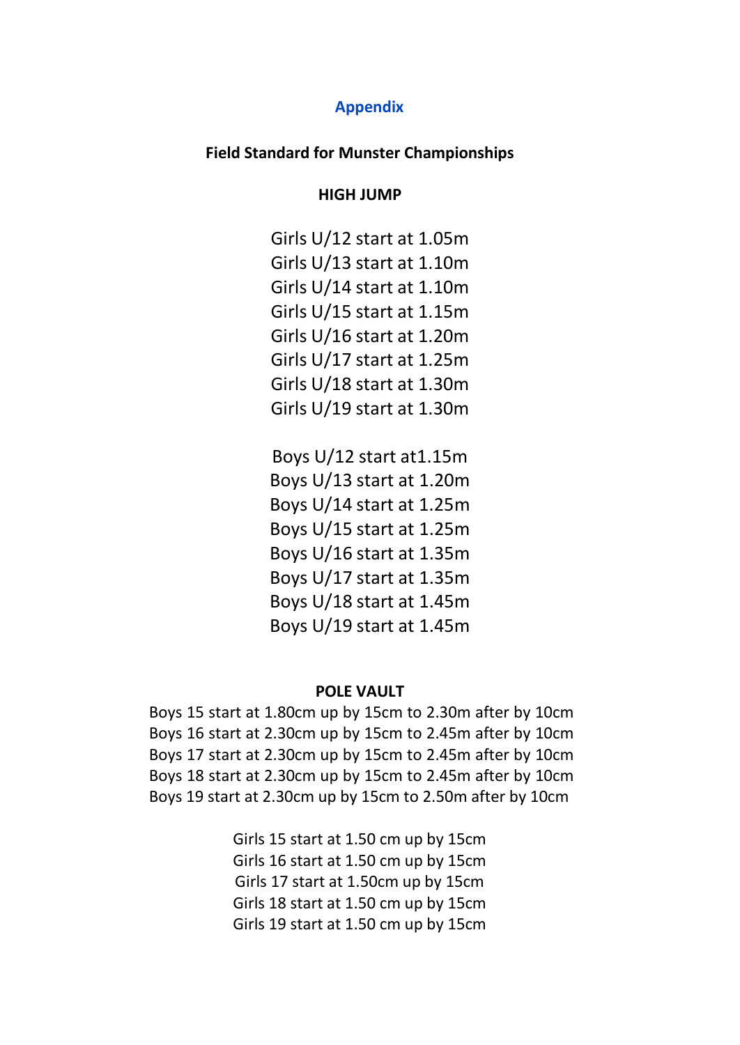## Appendix

**Field Standard for Munster Championships**

**HIGH JUMP**

Girls U/12 start at 1.05m
Girls U/13 start at 1.10m
Girls U/14 start at 1.10m
Girls U/15 start at 1.15m
Girls U/16 start at 1.20m
Girls U/17 start at 1.25m
Girls U/18 start at 1.30m
Girls U/19 start at 1.30m

Boys U/12 start at1.15m
Boys U/13 start at 1.20m
Boys U/14 start at 1.25m
Boys U/15 start at 1.25m
Boys U/16 start at 1.35m
Boys U/17 start at 1.35m
Boys U/18 start at 1.45m
Boys U/19 start at 1.45m

**POLE VAULT**

Boys 15 start at 1.80cm up by 15cm to 2.30m after by 10cm
Boys 16 start at 2.30cm up by 15cm to 2.45m after by 10cm
Boys 17 start at 2.30cm up by 15cm to 2.45m after by 10cm
Boys 18 start at 2.30cm up by 15cm to 2.45m after by 10cm
Boys 19 start at 2.30cm up by 15cm to 2.50m after by 10cm

Girls 15 start at 1.50 cm up by 15cm
Girls 16 start at 1.50 cm up by 15cm
Girls 17 start at 1.50cm up by 15cm
Girls 18 start at 1.50 cm up by 15cm
Girls 19 start at 1.50 cm up by 15cm